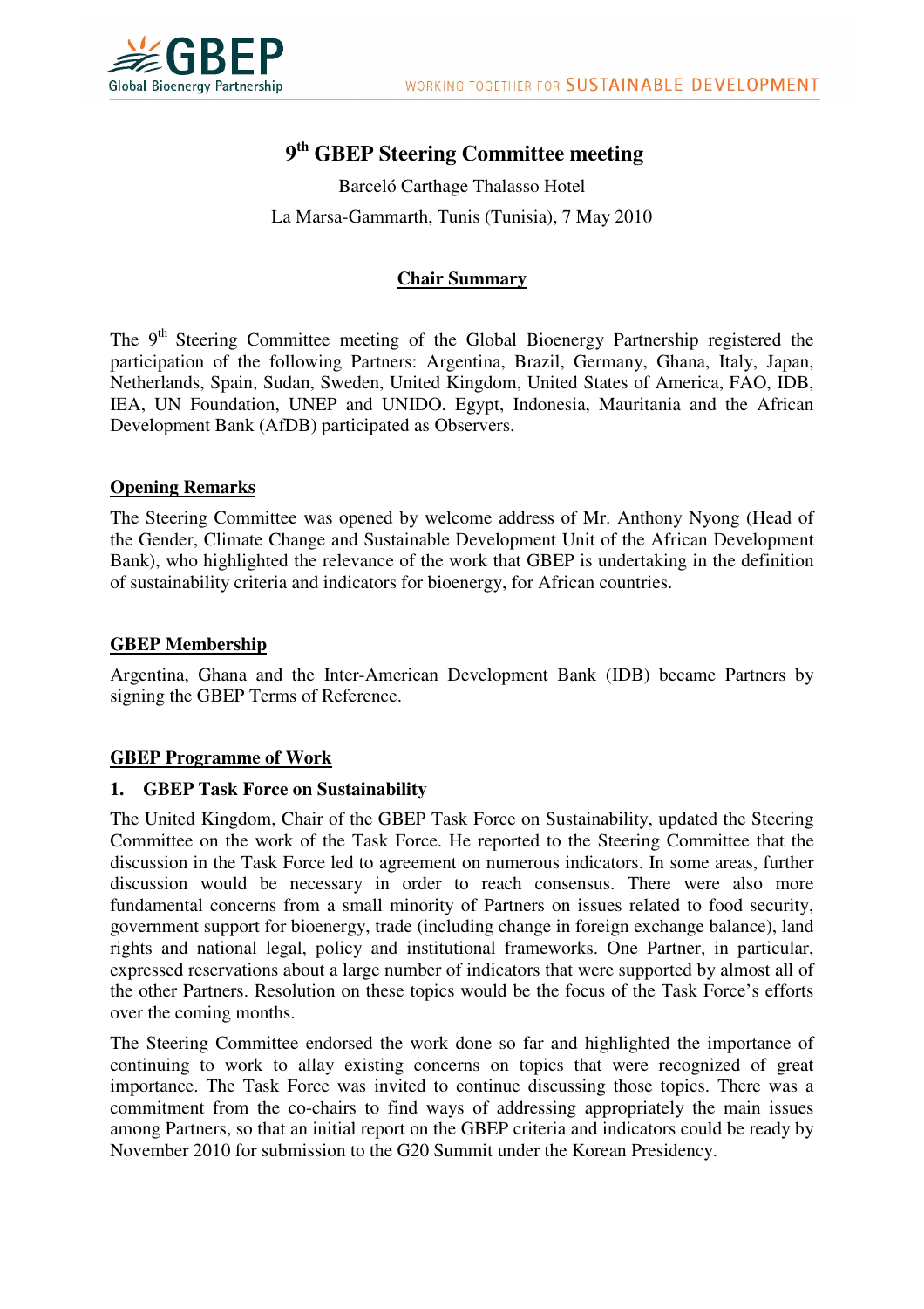# 9th GBEP Steering Committee meeting

Barceló Carthage Thalasso Hotel

La Marsa-Gammarth, Tunis (Tunisia), 7 May 2010

## Chair Summary

The 9th Steering Committee meeting of the Global Bioenergy Partnership registered the participation of the following Partners: Argentina, Brazil, Germany, Ghana, Italy, Japan, Netherlands, Spain, Sudan, Sweden, United Kingdom, United States of America, FAO, IDB, IEA, UN Foundation, UNEP and UNIDO. Egypt, Indonesia, Mauritania and the African Development Bank (AfDB) participated as Observers.

## Opening Remarks

The Steering Committee was opened by welcome address of Mr. Anthony Nyong (Head of the Gender, Climate Change and Sustainable Development Unit of the African Development Bank), who highlighted the relevance of the work that GBEP is undertaking in the definition of sustainability criteria and indicators for bioenergy, for African countries.

## GBEP Membership

Argentina, Ghana and the Inter-American Development Bank (IDB) became Partners by signing the GBEP Terms of Reference.

## GBEP Programme of Work

### 1. GBEP Task Force on Sustainability

The United Kingdom, Chair of the GBEP Task Force on Sustainability, updated the Steering Committee on the work of the Task Force. He reported to the Steering Committee that the discussion in the Task Force led to agreement on numerous indicators. In some areas, further discussion would be necessary in order to reach consensus. There were also more fundamental concerns from a small minority of Partners on issues related to food security, government support for bioenergy, trade (including change in foreign exchange balance), land rights and national legal, policy and institutional frameworks. One Partner, in particular, expressed reservations about a large number of indicators that were supported by almost all of the other Partners. Resolution on these topics would be the focus of the Task Force's efforts over the coming months.

The Steering Committee endorsed the work done so far and highlighted the importance of continuing to work to allay existing concerns on topics that were recognized of great importance. The Task Force was invited to continue discussing those topics. There was a commitment from the co-chairs to find ways of addressing appropriately the main issues among Partners, so that an initial report on the GBEP criteria and indicators could be ready by November 2010 for submission to the G20 Summit under the Korean Presidency.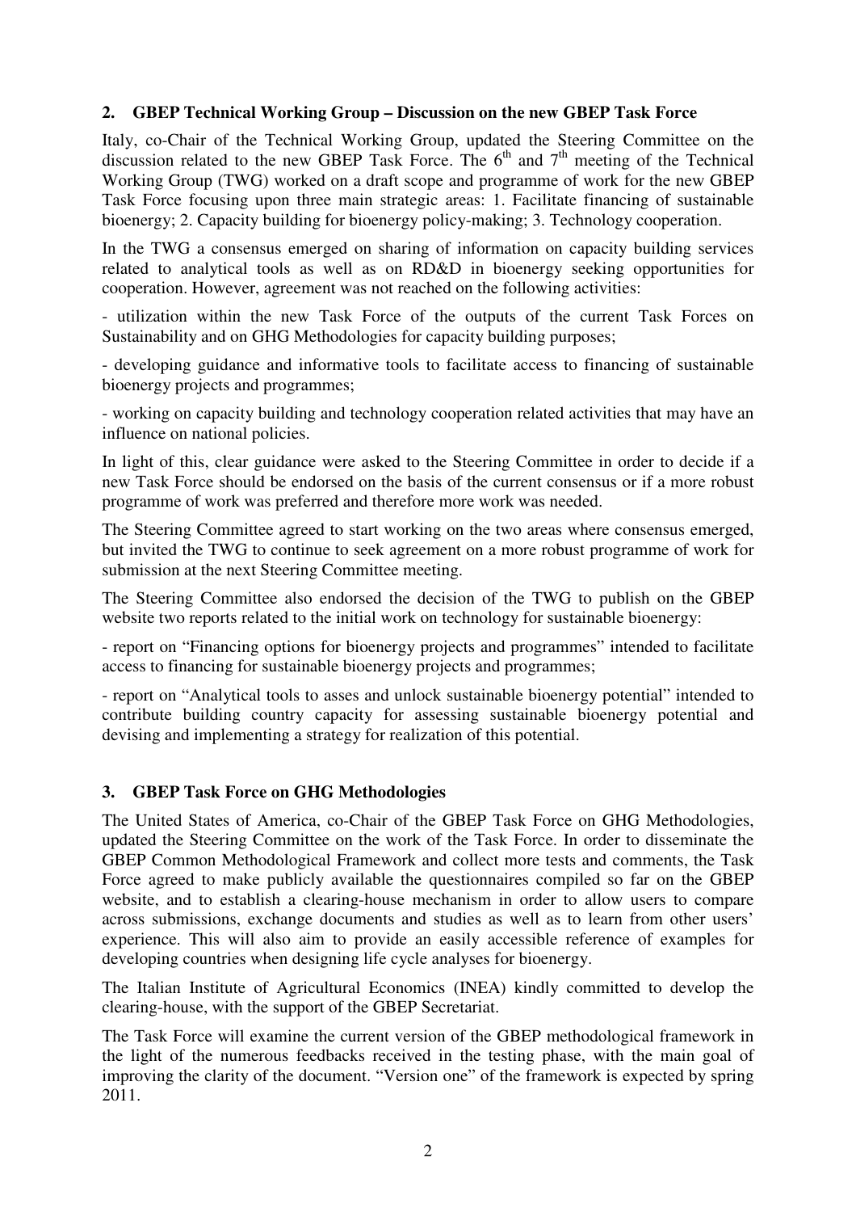## 2. GBEP Technical Working Group – Discussion on the new GBEP Task Force

Italy, co-Chair of the Technical Working Group, updated the Steering Committee on the discussion related to the new GBEP Task Force. The 6th and 7th meeting of the Technical Working Group (TWG) worked on a draft scope and programme of work for the new GBEP Task Force focusing upon three main strategic areas: 1. Facilitate financing of sustainable bioenergy; 2. Capacity building for bioenergy policy-making; 3. Technology cooperation.

In the TWG a consensus emerged on sharing of information on capacity building services related to analytical tools as well as on RD&D in bioenergy seeking opportunities for cooperation. However, agreement was not reached on the following activities:

- utilization within the new Task Force of the outputs of the current Task Forces on Sustainability and on GHG Methodologies for capacity building purposes;

- developing guidance and informative tools to facilitate access to financing of sustainable bioenergy projects and programmes;

- working on capacity building and technology cooperation related activities that may have an influence on national policies.

In light of this, clear guidance were asked to the Steering Committee in order to decide if a new Task Force should be endorsed on the basis of the current consensus or if a more robust programme of work was preferred and therefore more work was needed.

The Steering Committee agreed to start working on the two areas where consensus emerged, but invited the TWG to continue to seek agreement on a more robust programme of work for submission at the next Steering Committee meeting.

The Steering Committee also endorsed the decision of the TWG to publish on the GBEP website two reports related to the initial work on technology for sustainable bioenergy:

- report on "Financing options for bioenergy projects and programmes" intended to facilitate access to financing for sustainable bioenergy projects and programmes;

- report on "Analytical tools to asses and unlock sustainable bioenergy potential" intended to contribute building country capacity for assessing sustainable bioenergy potential and devising and implementing a strategy for realization of this potential.

## 3. GBEP Task Force on GHG Methodologies

The United States of America, co-Chair of the GBEP Task Force on GHG Methodologies, updated the Steering Committee on the work of the Task Force. In order to disseminate the GBEP Common Methodological Framework and collect more tests and comments, the Task Force agreed to make publicly available the questionnaires compiled so far on the GBEP website, and to establish a clearing-house mechanism in order to allow users to compare across submissions, exchange documents and studies as well as to learn from other users' experience. This will also aim to provide an easily accessible reference of examples for developing countries when designing life cycle analyses for bioenergy.

The Italian Institute of Agricultural Economics (INEA) kindly committed to develop the clearing-house, with the support of the GBEP Secretariat.

The Task Force will examine the current version of the GBEP methodological framework in the light of the numerous feedbacks received in the testing phase, with the main goal of improving the clarity of the document. "Version one" of the framework is expected by spring 2011.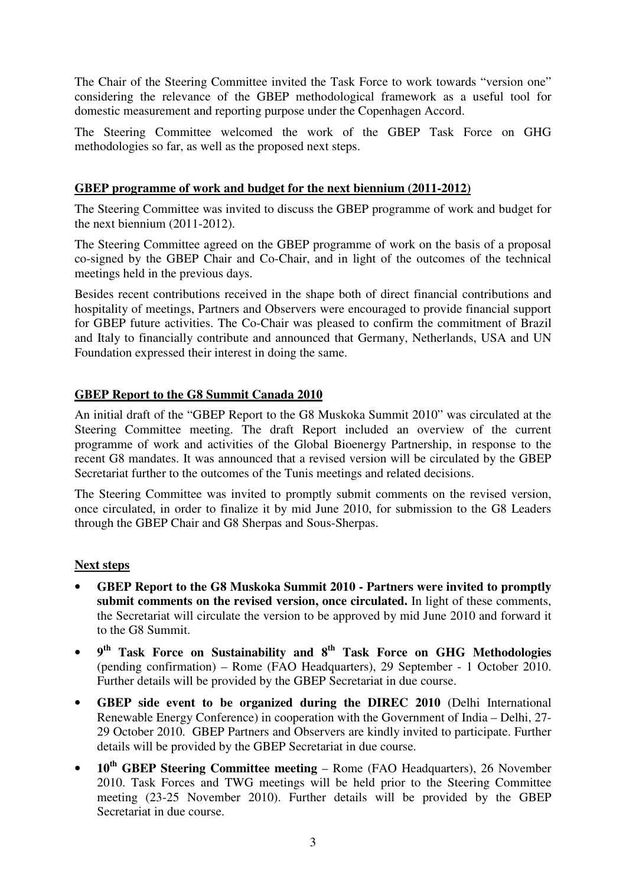The Chair of the Steering Committee invited the Task Force to work towards "version one" considering the relevance of the GBEP methodological framework as a useful tool for domestic measurement and reporting purpose under the Copenhagen Accord.

The Steering Committee welcomed the work of the GBEP Task Force on GHG methodologies so far, as well as the proposed next steps.

## GBEP programme of work and budget for the next biennium (2011-2012)

The Steering Committee was invited to discuss the GBEP programme of work and budget for the next biennium (2011-2012).

The Steering Committee agreed on the GBEP programme of work on the basis of a proposal co-signed by the GBEP Chair and Co-Chair, and in light of the outcomes of the technical meetings held in the previous days.

Besides recent contributions received in the shape both of direct financial contributions and hospitality of meetings, Partners and Observers were encouraged to provide financial support for GBEP future activities. The Co-Chair was pleased to confirm the commitment of Brazil and Italy to financially contribute and announced that Germany, Netherlands, USA and UN Foundation expressed their interest in doing the same.

## GBEP Report to the G8 Summit Canada 2010

An initial draft of the "GBEP Report to the G8 Muskoka Summit 2010" was circulated at the Steering Committee meeting. The draft Report included an overview of the current programme of work and activities of the Global Bioenergy Partnership, in response to the recent G8 mandates. It was announced that a revised version will be circulated by the GBEP Secretariat further to the outcomes of the Tunis meetings and related decisions.

The Steering Committee was invited to promptly submit comments on the revised version, once circulated, in order to finalize it by mid June 2010, for submission to the G8 Leaders through the GBEP Chair and G8 Sherpas and Sous-Sherpas.

## Next steps

- **GBEP Report to the G8 Muskoka Summit 2010 - Partners were invited to promptly submit comments on the revised version, once circulated.** In light of these comments, the Secretariat will circulate the version to be approved by mid June 2010 and forward it to the G8 Summit.
- **9th Task Force on Sustainability and 8th Task Force on GHG Methodologies** (pending confirmation) – Rome (FAO Headquarters), 29 September - 1 October 2010. Further details will be provided by the GBEP Secretariat in due course.
- **GBEP side event to be organized during the DIREC 2010** (Delhi International Renewable Energy Conference) in cooperation with the Government of India – Delhi, 27-29 October 2010. GBEP Partners and Observers are kindly invited to participate. Further details will be provided by the GBEP Secretariat in due course.
- **10th GBEP Steering Committee meeting** – Rome (FAO Headquarters), 26 November 2010. Task Forces and TWG meetings will be held prior to the Steering Committee meeting (23-25 November 2010). Further details will be provided by the GBEP Secretariat in due course.